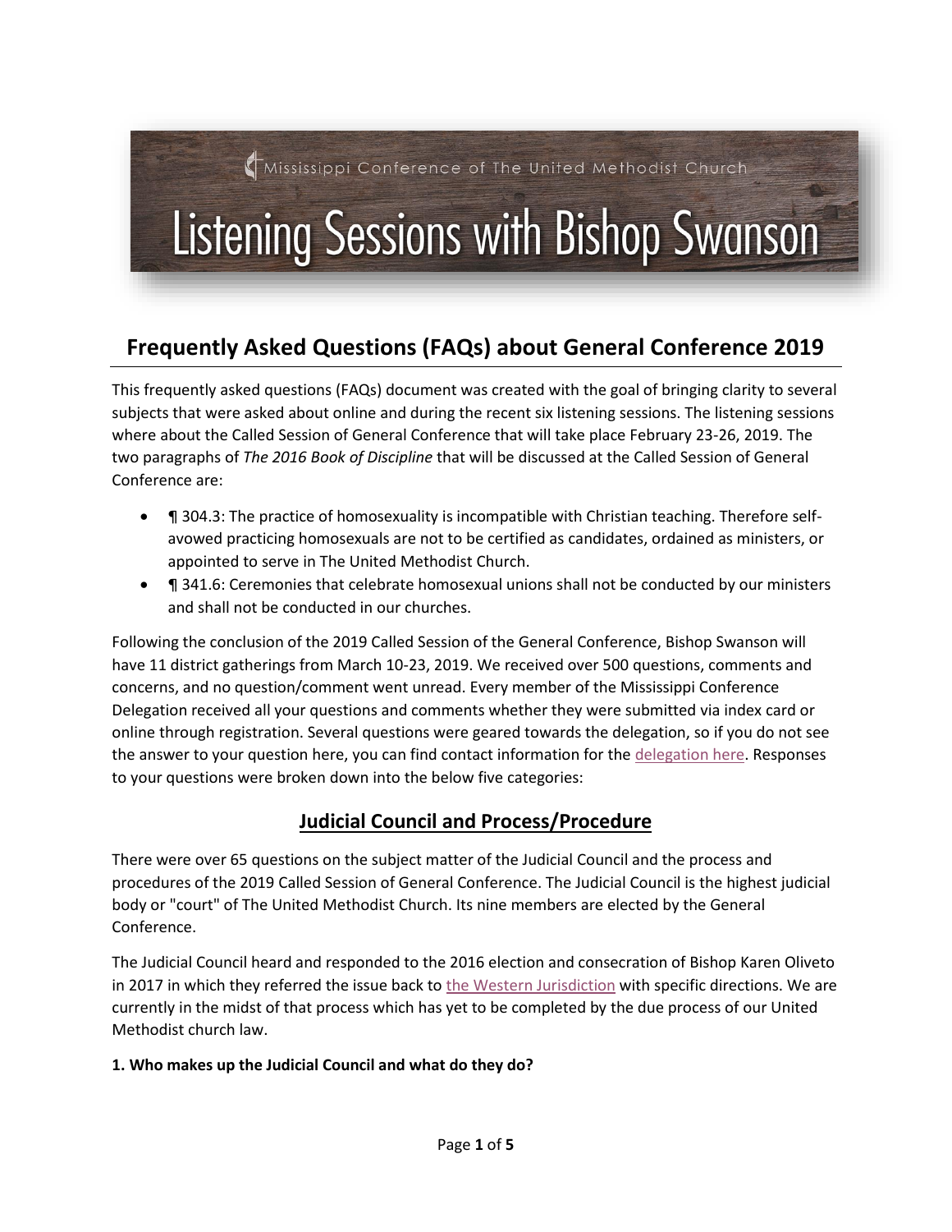Mississippi Conference of The United Methodist Church

# Listening Sessions with Bishop Swanson

## Frequently Asked Questions (FAQs) about General Conference 2019

This frequently asked questions (FAQs) document was created with the goal of bringing clarity to several subjects that were asked about online and during the recent six listening sessions. The listening sessions where about the Called Session of General Conference that will take place February 23-26, 2019. The two paragraphs of *The 2016 Book of Discipline* that will be discussed at the Called Session of General Conference are:

- ¶ 304.3: The practice of homosexuality is incompatible with Christian teaching. Therefore self-avowed practicing homosexuals are not to be certified as candidates, ordained as ministers, or appointed to serve in The United Methodist Church.
- ¶ 341.6: Ceremonies that celebrate homosexual unions shall not be conducted by our ministers and shall not be conducted in our churches.

Following the conclusion of the 2019 Called Session of the General Conference, Bishop Swanson will have 11 district gatherings from March 10-23, 2019. We received over 500 questions, comments and concerns, and no question/comment went unread. Every member of the Mississippi Conference Delegation received all your questions and comments whether they were submitted via index card or online through registration. Several questions were geared towards the delegation, so if you do not see the answer to your question here, you can find contact information for the delegation here. Responses to your questions were broken down into the below five categories:

## Judicial Council and Process/Procedure

There were over 65 questions on the subject matter of the Judicial Council and the process and procedures of the 2019 Called Session of General Conference. The Judicial Council is the highest judicial body or "court" of The United Methodist Church. Its nine members are elected by the General Conference.

The Judicial Council heard and responded to the 2016 election and consecration of Bishop Karen Oliveto in 2017 in which they referred the issue back to the Western Jurisdiction with specific directions. We are currently in the midst of that process which has yet to be completed by the due process of our United Methodist church law.

**1. Who makes up the Judicial Council and what do they do?**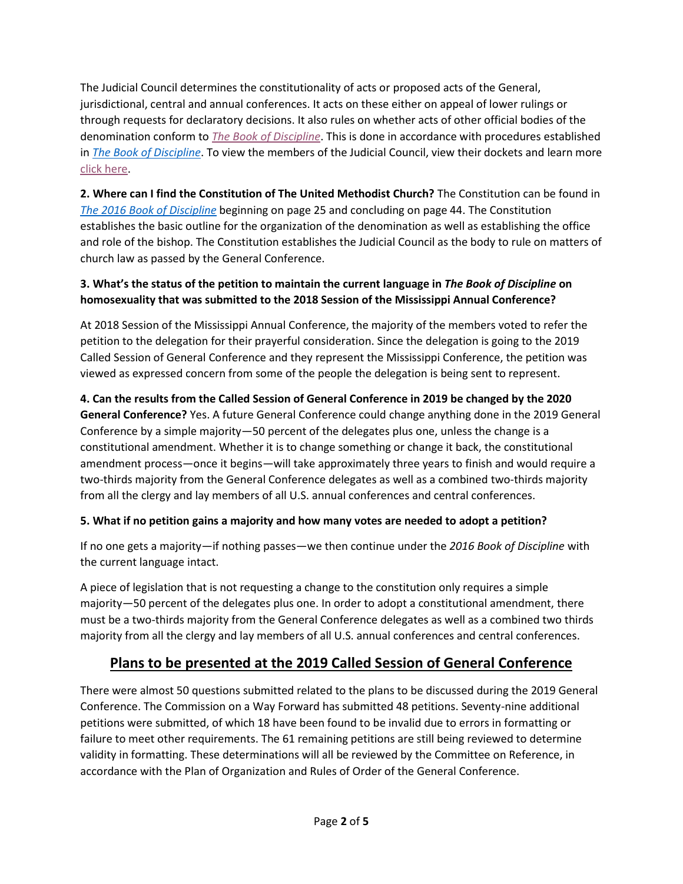The Judicial Council determines the constitutionality of acts or proposed acts of the General, jurisdictional, central and annual conferences. It acts on these either on appeal of lower rulings or through requests for declaratory decisions. It also rules on whether acts of other official bodies of the denomination conform to *The Book of Discipline*. This is done in accordance with procedures established in *The Book of Discipline*. To view the members of the Judicial Council, view their dockets and learn more click here.

**2. Where can I find the Constitution of The United Methodist Church?** The Constitution can be found in *The 2016 Book of Discipline* beginning on page 25 and concluding on page 44. The Constitution establishes the basic outline for the organization of the denomination as well as establishing the office and role of the bishop. The Constitution establishes the Judicial Council as the body to rule on matters of church law as passed by the General Conference.

**3. What's the status of the petition to maintain the current language in *The Book of Discipline* on homosexuality that was submitted to the 2018 Session of the Mississippi Annual Conference?**

At 2018 Session of the Mississippi Annual Conference, the majority of the members voted to refer the petition to the delegation for their prayerful consideration. Since the delegation is going to the 2019 Called Session of General Conference and they represent the Mississippi Conference, the petition was viewed as expressed concern from some of the people the delegation is being sent to represent.

**4. Can the results from the Called Session of General Conference in 2019 be changed by the 2020 General Conference?** Yes. A future General Conference could change anything done in the 2019 General Conference by a simple majority—50 percent of the delegates plus one, unless the change is a constitutional amendment. Whether it is to change something or change it back, the constitutional amendment process—once it begins—will take approximately three years to finish and would require a two-thirds majority from the General Conference delegates as well as a combined two-thirds majority from all the clergy and lay members of all U.S. annual conferences and central conferences.

**5. What if no petition gains a majority and how many votes are needed to adopt a petition?**

If no one gets a majority—if nothing passes—we then continue under the *2016 Book of Discipline* with the current language intact.

A piece of legislation that is not requesting a change to the constitution only requires a simple majority—50 percent of the delegates plus one. In order to adopt a constitutional amendment, there must be a two-thirds majority from the General Conference delegates as well as a combined two thirds majority from all the clergy and lay members of all U.S. annual conferences and central conferences.

## Plans to be presented at the 2019 Called Session of General Conference

There were almost 50 questions submitted related to the plans to be discussed during the 2019 General Conference. The Commission on a Way Forward has submitted 48 petitions. Seventy-nine additional petitions were submitted, of which 18 have been found to be invalid due to errors in formatting or failure to meet other requirements. The 61 remaining petitions are still being reviewed to determine validity in formatting. These determinations will all be reviewed by the Committee on Reference, in accordance with the Plan of Organization and Rules of Order of the General Conference.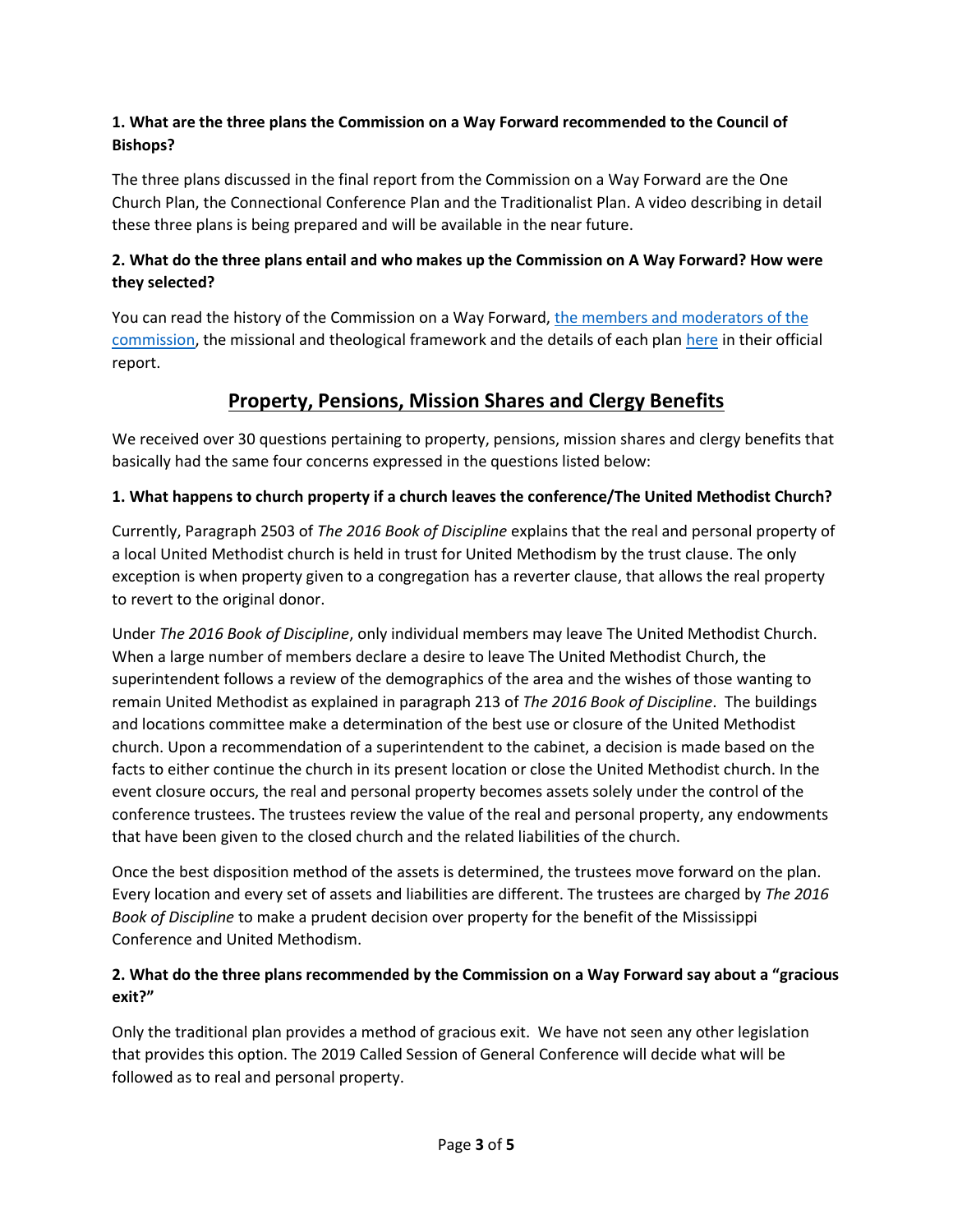**1. What are the three plans the Commission on a Way Forward recommended to the Council of Bishops?**

The three plans discussed in the final report from the Commission on a Way Forward are the One Church Plan, the Connectional Conference Plan and the Traditionalist Plan. A video describing in detail these three plans is being prepared and will be available in the near future.

**2. What do the three plans entail and who makes up the Commission on A Way Forward? How were they selected?**

You can read the history of the Commission on a Way Forward, [the members and moderators of the commission](), the missional and theological framework and the details of each plan [here]() in their official report.

## Property, Pensions, Mission Shares and Clergy Benefits

We received over 30 questions pertaining to property, pensions, mission shares and clergy benefits that basically had the same four concerns expressed in the questions listed below:

**1. What happens to church property if a church leaves the conference/The United Methodist Church?**

Currently, Paragraph 2503 of *The 2016 Book of Discipline* explains that the real and personal property of a local United Methodist church is held in trust for United Methodism by the trust clause. The only exception is when property given to a congregation has a reverter clause, that allows the real property to revert to the original donor.

Under *The 2016 Book of Discipline*, only individual members may leave The United Methodist Church. When a large number of members declare a desire to leave The United Methodist Church, the superintendent follows a review of the demographics of the area and the wishes of those wanting to remain United Methodist as explained in paragraph 213 of *The 2016 Book of Discipline*. The buildings and locations committee make a determination of the best use or closure of the United Methodist church. Upon a recommendation of a superintendent to the cabinet, a decision is made based on the facts to either continue the church in its present location or close the United Methodist church. In the event closure occurs, the real and personal property becomes assets solely under the control of the conference trustees. The trustees review the value of the real and personal property, any endowments that have been given to the closed church and the related liabilities of the church.

Once the best disposition method of the assets is determined, the trustees move forward on the plan. Every location and every set of assets and liabilities are different. The trustees are charged by *The 2016 Book of Discipline* to make a prudent decision over property for the benefit of the Mississippi Conference and United Methodism.

**2. What do the three plans recommended by the Commission on a Way Forward say about a "gracious exit?"**

Only the traditional plan provides a method of gracious exit. We have not seen any other legislation that provides this option. The 2019 Called Session of General Conference will decide what will be followed as to real and personal property.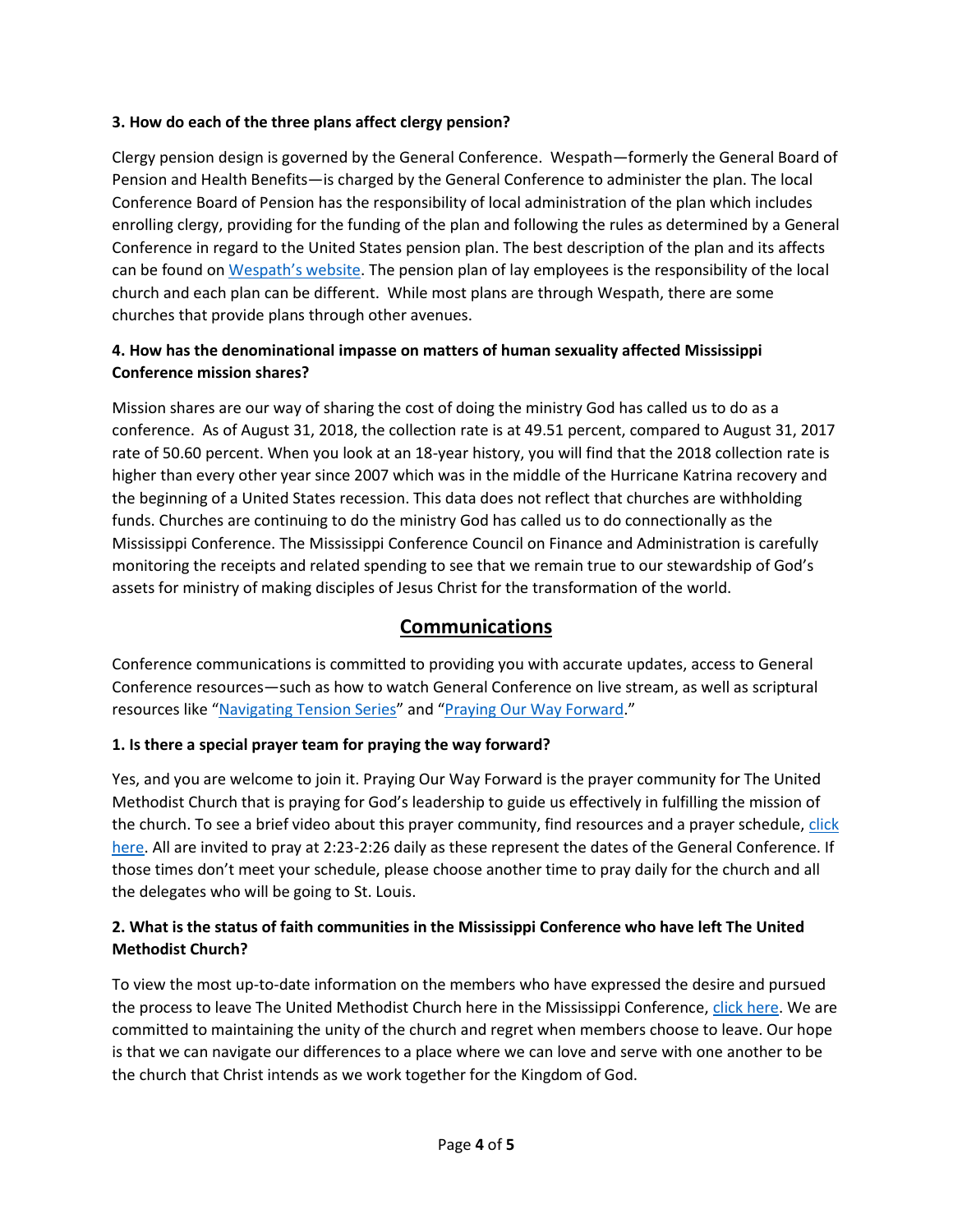**3. How do each of the three plans affect clergy pension?**

Clergy pension design is governed by the General Conference. Wespath—formerly the General Board of Pension and Health Benefits—is charged by the General Conference to administer the plan. The local Conference Board of Pension has the responsibility of local administration of the plan which includes enrolling clergy, providing for the funding of the plan and following the rules as determined by a General Conference in regard to the United States pension plan. The best description of the plan and its affects can be found on Wespath's website. The pension plan of lay employees is the responsibility of the local church and each plan can be different. While most plans are through Wespath, there are some churches that provide plans through other avenues.

**4. How has the denominational impasse on matters of human sexuality affected Mississippi Conference mission shares?**

Mission shares are our way of sharing the cost of doing the ministry God has called us to do as a conference. As of August 31, 2018, the collection rate is at 49.51 percent, compared to August 31, 2017 rate of 50.60 percent. When you look at an 18-year history, you will find that the 2018 collection rate is higher than every other year since 2007 which was in the middle of the Hurricane Katrina recovery and the beginning of a United States recession. This data does not reflect that churches are withholding funds. Churches are continuing to do the ministry God has called us to do connectionally as the Mississippi Conference. The Mississippi Conference Council on Finance and Administration is carefully monitoring the receipts and related spending to see that we remain true to our stewardship of God's assets for ministry of making disciples of Jesus Christ for the transformation of the world.

## Communications

Conference communications is committed to providing you with accurate updates, access to General Conference resources—such as how to watch General Conference on live stream, as well as scriptural resources like "Navigating Tension Series" and "Praying Our Way Forward."

**1. Is there a special prayer team for praying the way forward?**

Yes, and you are welcome to join it. Praying Our Way Forward is the prayer community for The United Methodist Church that is praying for God's leadership to guide us effectively in fulfilling the mission of the church. To see a brief video about this prayer community, find resources and a prayer schedule, click here. All are invited to pray at 2:23-2:26 daily as these represent the dates of the General Conference. If those times don't meet your schedule, please choose another time to pray daily for the church and all the delegates who will be going to St. Louis.

**2. What is the status of faith communities in the Mississippi Conference who have left The United Methodist Church?**

To view the most up-to-date information on the members who have expressed the desire and pursued the process to leave The United Methodist Church here in the Mississippi Conference, click here. We are committed to maintaining the unity of the church and regret when members choose to leave. Our hope is that we can navigate our differences to a place where we can love and serve with one another to be the church that Christ intends as we work together for the Kingdom of God.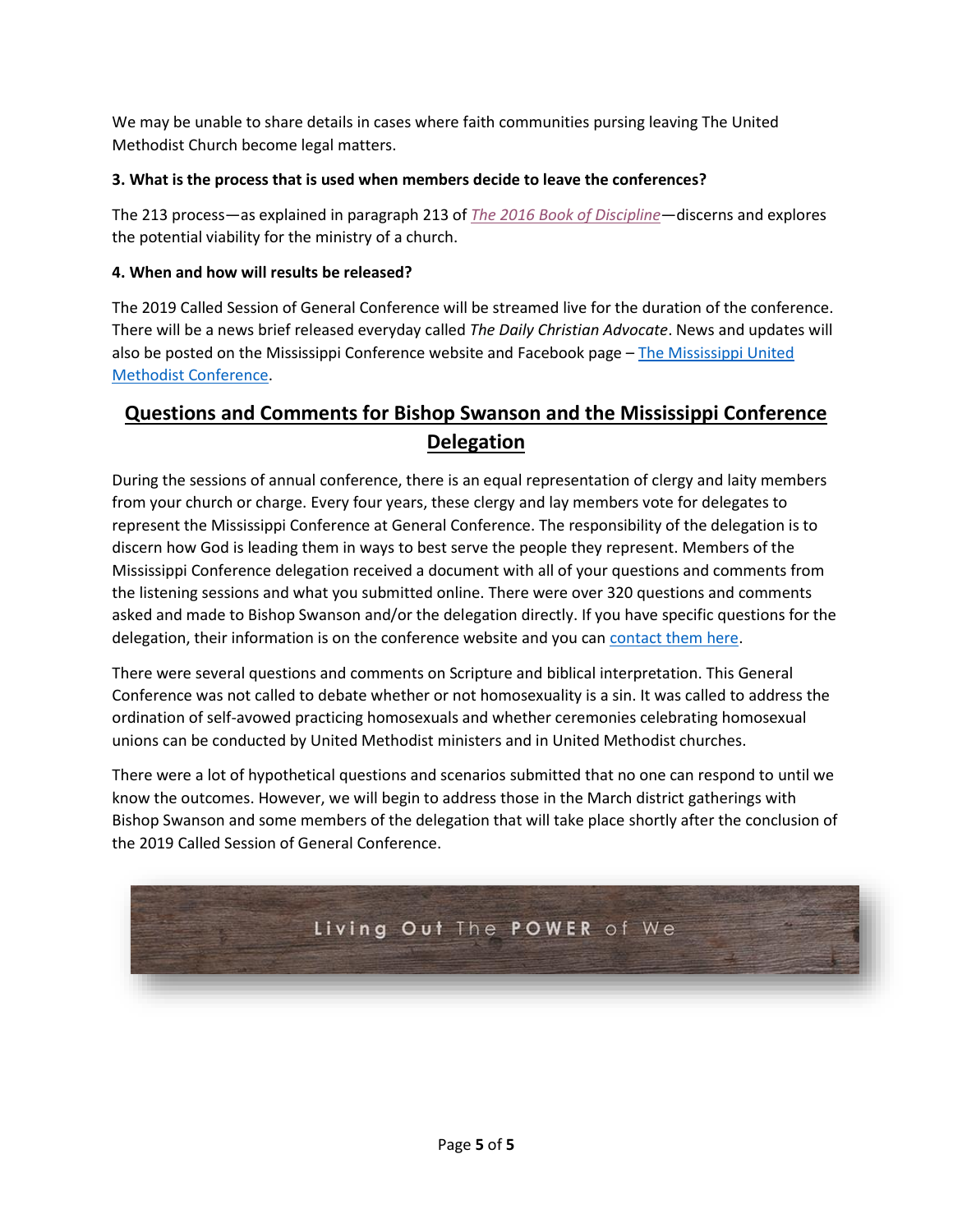We may be unable to share details in cases where faith communities pursing leaving The United Methodist Church become legal matters.

**3. What is the process that is used when members decide to leave the conferences?**

The 213 process—as explained in paragraph 213 of *The 2016 Book of Discipline*—discerns and explores the potential viability for the ministry of a church.

**4. When and how will results be released?**

The 2019 Called Session of General Conference will be streamed live for the duration of the conference. There will be a news brief released everyday called *The Daily Christian Advocate*. News and updates will also be posted on the Mississippi Conference website and Facebook page – The Mississippi United Methodist Conference.

## Questions and Comments for Bishop Swanson and the Mississippi Conference Delegation

During the sessions of annual conference, there is an equal representation of clergy and laity members from your church or charge. Every four years, these clergy and lay members vote for delegates to represent the Mississippi Conference at General Conference. The responsibility of the delegation is to discern how God is leading them in ways to best serve the people they represent. Members of the Mississippi Conference delegation received a document with all of your questions and comments from the listening sessions and what you submitted online. There were over 320 questions and comments asked and made to Bishop Swanson and/or the delegation directly. If you have specific questions for the delegation, their information is on the conference website and you can contact them here.

There were several questions and comments on Scripture and biblical interpretation. This General Conference was not called to debate whether or not homosexuality is a sin. It was called to address the ordination of self-avowed practicing homosexuals and whether ceremonies celebrating homosexual unions can be conducted by United Methodist ministers and in United Methodist churches.

There were a lot of hypothetical questions and scenarios submitted that no one can respond to until we know the outcomes. However, we will begin to address those in the March district gatherings with Bishop Swanson and some members of the delegation that will take place shortly after the conclusion of the 2019 Called Session of General Conference.

Living Out The POWER of We